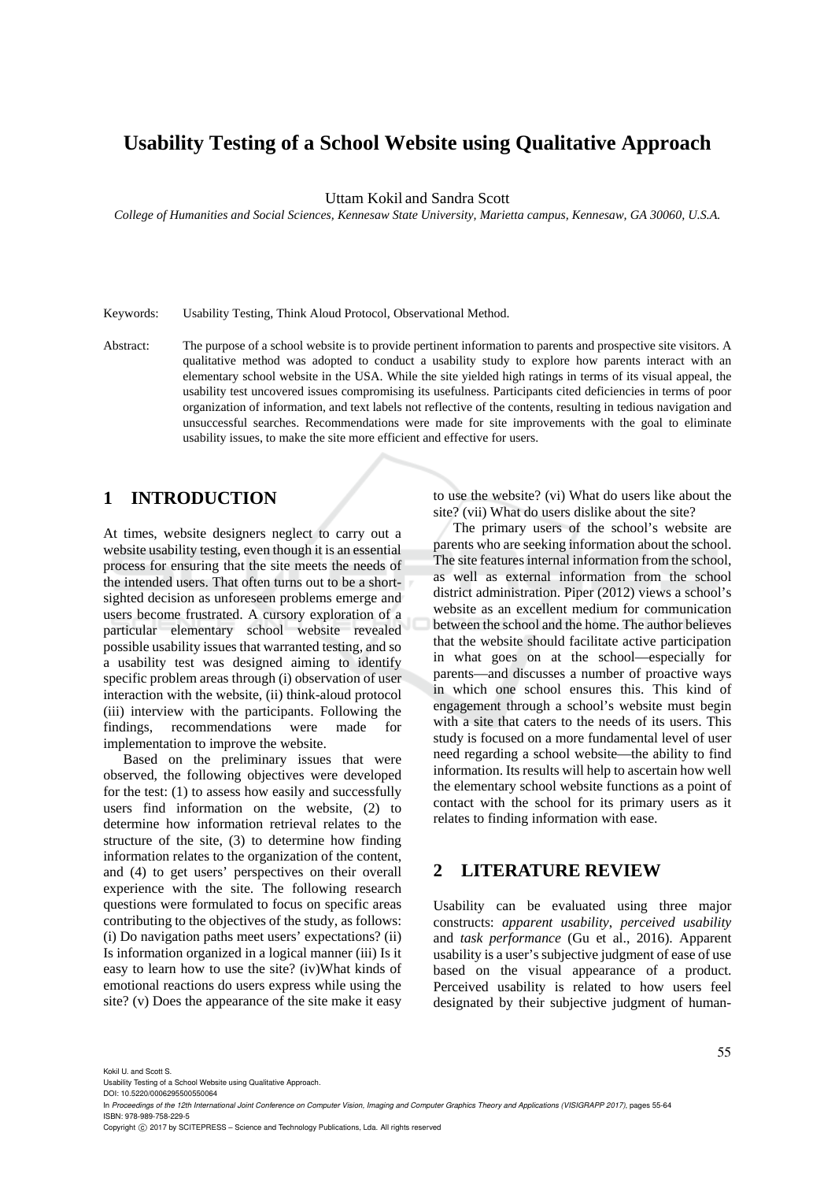# Usability Testing of a School Website using Qualitative Approach

Uttam Kokil and Sandra Scott

*College of Humanities and Social Sciences, Kennesaw State University, Marietta campus, Kennesaw, GA 30060, U.S.A.*

Keywords: Usability Testing, Think Aloud Protocol, Observational Method.

Abstract: The purpose of a school website is to provide pertinent information to parents and prospective site visitors. A qualitative method was adopted to conduct a usability study to explore how parents interact with an elementary school website in the USA. While the site yielded high ratings in terms of its visual appeal, the usability test uncovered issues compromising its usefulness. Participants cited deficiencies in terms of poor organization of information, and text labels not reflective of the contents, resulting in tedious navigation and unsuccessful searches. Recommendations were made for site improvements with the goal to eliminate usability issues, to make the site more efficient and effective for users.

## 1 INTRODUCTION

At times, website designers neglect to carry out a website usability testing, even though it is an essential process for ensuring that the site meets the needs of the intended users. That often turns out to be a short-sighted decision as unforeseen problems emerge and users become frustrated. A cursory exploration of a particular elementary school website revealed possible usability issues that warranted testing, and so a usability test was designed aiming to identify specific problem areas through (i) observation of user interaction with the website, (ii) think-aloud protocol (iii) interview with the participants. Following the findings, recommendations were made for implementation to improve the website.

Based on the preliminary issues that were observed, the following objectives were developed for the test: (1) to assess how easily and successfully users find information on the website, (2) to determine how information retrieval relates to the structure of the site, (3) to determine how finding information relates to the organization of the content, and (4) to get users' perspectives on their overall experience with the site. The following research questions were formulated to focus on specific areas contributing to the objectives of the study, as follows: (i) Do navigation paths meet users' expectations? (ii) Is information organized in a logical manner (iii) Is it easy to learn how to use the site? (iv)What kinds of emotional reactions do users express while using the site? (v) Does the appearance of the site make it easy to use the website? (vi) What do users like about the site? (vii) What do users dislike about the site?

The primary users of the school's website are parents who are seeking information about the school. The site features internal information from the school, as well as external information from the school district administration. Piper (2012) views a school's website as an excellent medium for communication between the school and the home. The author believes that the website should facilitate active participation in what goes on at the school—especially for parents—and discusses a number of proactive ways in which one school ensures this. This kind of engagement through a school's website must begin with a site that caters to the needs of its users. This study is focused on a more fundamental level of user need regarding a school website—the ability to find information. Its results will help to ascertain how well the elementary school website functions as a point of contact with the school for its primary users as it relates to finding information with ease.

## 2 LITERATURE REVIEW

Usability can be evaluated using three major constructs: *apparent usability*, *perceived usability* and *task performance* (Gu et al., 2016). Apparent usability is a user's subjective judgment of ease of use based on the visual appearance of a product. Perceived usability is related to how users feel designated by their subjective judgment of human-

Kokil U. and Scott S.
Usability Testing of a School Website using Qualitative Approach.
DOI: 10.5220/0006295500550064
In *Proceedings of the 12th International Joint Conference on Computer Vision, Imaging and Computer Graphics Theory and Applications (VISIGRAPP 2017)*, pages 55-64
ISBN: 978-989-758-229-5
Copyright © 2017 by SCITEPRESS – Science and Technology Publications, Lda. All rights reserved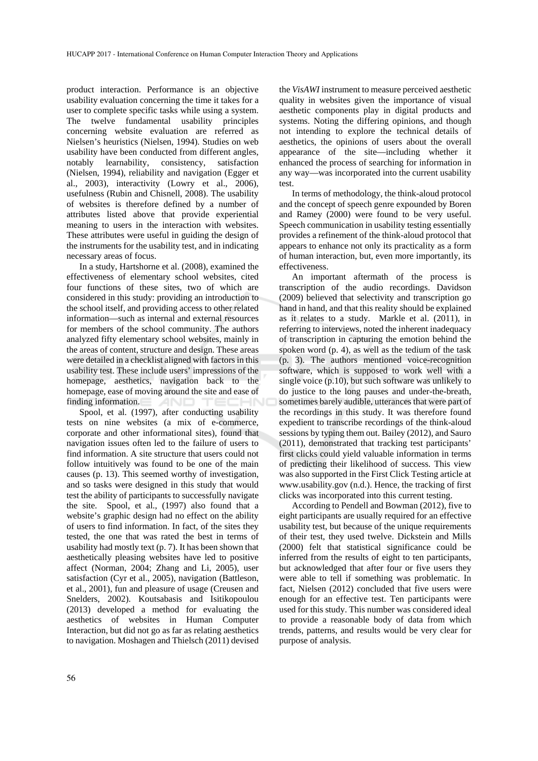product interaction. Performance is an objective usability evaluation concerning the time it takes for a user to complete specific tasks while using a system. The twelve fundamental usability principles concerning website evaluation are referred as Nielsen's heuristics (Nielsen, 1994). Studies on web usability have been conducted from different angles, notably learnability, consistency, satisfaction (Nielsen, 1994), reliability and navigation (Egger et al., 2003), interactivity (Lowry et al., 2006), usefulness (Rubin and Chisnell, 2008). The usability of websites is therefore defined by a number of attributes listed above that provide experiential meaning to users in the interaction with websites. These attributes were useful in guiding the design of the instruments for the usability test, and in indicating necessary areas of focus.

In a study, Hartshorne et al. (2008), examined the effectiveness of elementary school websites, cited four functions of these sites, two of which are considered in this study: providing an introduction to the school itself, and providing access to other related information—such as internal and external resources for members of the school community. The authors analyzed fifty elementary school websites, mainly in the areas of content, structure and design. These areas were detailed in a checklist aligned with factors in this usability test. These include users' impressions of the homepage, aesthetics, navigation back to the homepage, ease of moving around the site and ease of finding information.

Spool, et al. (1997), after conducting usability tests on nine websites (a mix of e-commerce, corporate and other informational sites), found that navigation issues often led to the failure of users to find information. A site structure that users could not follow intuitively was found to be one of the main causes (p. 13). This seemed worthy of investigation, and so tasks were designed in this study that would test the ability of participants to successfully navigate the site. Spool, et al., (1997) also found that a website's graphic design had no effect on the ability of users to find information. In fact, of the sites they tested, the one that was rated the best in terms of usability had mostly text (p. 7). It has been shown that aesthetically pleasing websites have led to positive affect (Norman, 2004; Zhang and Li, 2005), user satisfaction (Cyr et al., 2005), navigation (Battleson, et al., 2001), fun and pleasure of usage (Creusen and Snelders, 2002). Koutsabasis and Isitikopoulou (2013) developed a method for evaluating the aesthetics of websites in Human Computer Interaction, but did not go as far as relating aesthetics to navigation. Moshagen and Thielsch (2011) devised the *VisAWI* instrument to measure perceived aesthetic quality in websites given the importance of visual aesthetic components play in digital products and systems. Noting the differing opinions, and though not intending to explore the technical details of aesthetics, the opinions of users about the overall appearance of the site—including whether it enhanced the process of searching for information in any way—was incorporated into the current usability test.

In terms of methodology, the think-aloud protocol and the concept of speech genre expounded by Boren and Ramey (2000) were found to be very useful. Speech communication in usability testing essentially provides a refinement of the think-aloud protocol that appears to enhance not only its practicality as a form of human interaction, but, even more importantly, its effectiveness.

An important aftermath of the process is transcription of the audio recordings. Davidson (2009) believed that selectivity and transcription go hand in hand, and that this reality should be explained as it relates to a study. Markle et al. (2011), in referring to interviews, noted the inherent inadequacy of transcription in capturing the emotion behind the spoken word (p. 4), as well as the tedium of the task (p. 3). The authors mentioned voice-recognition software, which is supposed to work well with a single voice (p.10), but such software was unlikely to do justice to the long pauses and under-the-breath, sometimes barely audible, utterances that were part of the recordings in this study. It was therefore found expedient to transcribe recordings of the think-aloud sessions by typing them out. Bailey (2012), and Sauro (2011), demonstrated that tracking test participants' first clicks could yield valuable information in terms of predicting their likelihood of success. This view was also supported in the First Click Testing article at www.usability.gov (n.d.). Hence, the tracking of first clicks was incorporated into this current testing.

According to Pendell and Bowman (2012), five to eight participants are usually required for an effective usability test, but because of the unique requirements of their test, they used twelve. Dickstein and Mills (2000) felt that statistical significance could be inferred from the results of eight to ten participants, but acknowledged that after four or five users they were able to tell if something was problematic. In fact, Nielsen (2012) concluded that five users were enough for an effective test. Ten participants were used for this study. This number was considered ideal to provide a reasonable body of data from which trends, patterns, and results would be very clear for purpose of analysis.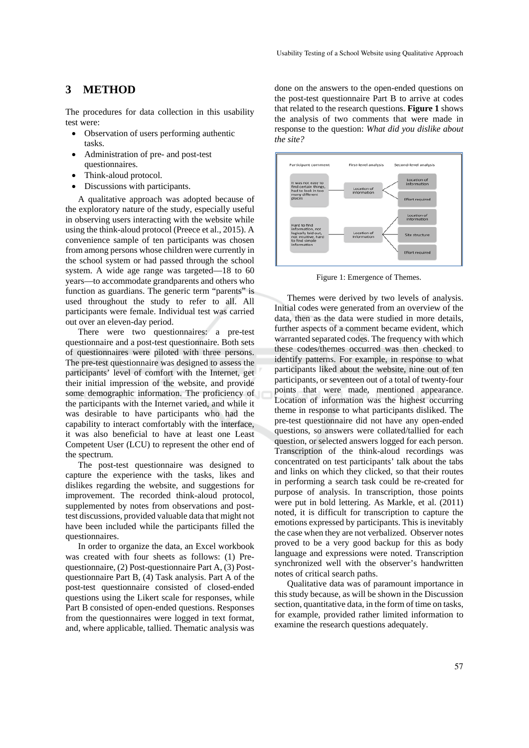## 3 METHOD

The procedures for data collection in this usability test were:

- Observation of users performing authentic tasks.
- Administration of pre- and post-test questionnaires.
- Think-aloud protocol.
- Discussions with participants.

A qualitative approach was adopted because of the exploratory nature of the study, especially useful in observing users interacting with the website while using the think-aloud protocol (Preece et al., 2015). A convenience sample of ten participants was chosen from among persons whose children were currently in the school system or had passed through the school system. A wide age range was targeted—18 to 60 years—to accommodate grandparents and others who function as guardians. The generic term "parents" is used throughout the study to refer to all. All participants were female. Individual test was carried out over an eleven-day period.

There were two questionnaires: a pre-test questionnaire and a post-test questionnaire. Both sets of questionnaires were piloted with three persons. The pre-test questionnaire was designed to assess the participants' level of comfort with the Internet, get their initial impression of the website, and provide some demographic information. The proficiency of the participants with the Internet varied, and while it was desirable to have participants who had the capability to interact comfortably with the interface, it was also beneficial to have at least one Least Competent User (LCU) to represent the other end of the spectrum.

The post-test questionnaire was designed to capture the experience with the tasks, likes and dislikes regarding the website, and suggestions for improvement. The recorded think-aloud protocol, supplemented by notes from observations and post-test discussions, provided valuable data that might not have been included while the participants filled the questionnaires.

In order to organize the data, an Excel workbook was created with four sheets as follows: (1) Pre-questionnaire, (2) Post-questionnaire Part A, (3) Post-questionnaire Part B, (4) Task analysis. Part A of the post-test questionnaire consisted of closed-ended questions using the Likert scale for responses, while Part B consisted of open-ended questions. Responses from the questionnaires were logged in text format, and, where applicable, tallied. Thematic analysis was done on the answers to the open-ended questions on the post-test questionnaire Part B to arrive at codes that related to the research questions. **Figure 1** shows the analysis of two comments that were made in response to the question: *What did you dislike about the site?*

| Participant comment | First-level analysis | Second-level analysis |
|---|---|---|
| It was not easy to find certain things, had to look in too many different places | Location of information | Location of information |
| | | Effort required |
| Hard to find information, not logically laid out, not intuitive, hard to find simple information | Location of information | Location of information |
| | | Site structure |
| | | Effort required |

Figure 1: Emergence of Themes.

Themes were derived by two levels of analysis. Initial codes were generated from an overview of the data, then as the data were studied in more details, further aspects of a comment became evident, which warranted separated codes. The frequency with which these codes/themes occurred was then checked to identify patterns. For example, in response to what participants liked about the website, nine out of ten participants, or seventeen out of a total of twenty-four points that were made, mentioned appearance. Location of information was the highest occurring theme in response to what participants disliked. The pre-test questionnaire did not have any open-ended questions, so answers were collated/tallied for each question, or selected answers logged for each person. Transcription of the think-aloud recordings was concentrated on test participants' talk about the tabs and links on which they clicked, so that their routes in performing a search task could be re-created for purpose of analysis. In transcription, those points were put in bold lettering. As Markle, et al. (2011) noted, it is difficult for transcription to capture the emotions expressed by participants. This is inevitably the case when they are not verbalized. Observer notes proved to be a very good backup for this as body language and expressions were noted. Transcription synchronized well with the observer's handwritten notes of critical search paths.

Qualitative data was of paramount importance in this study because, as will be shown in the Discussion section, quantitative data, in the form of time on tasks, for example, provided rather limited information to examine the research questions adequately.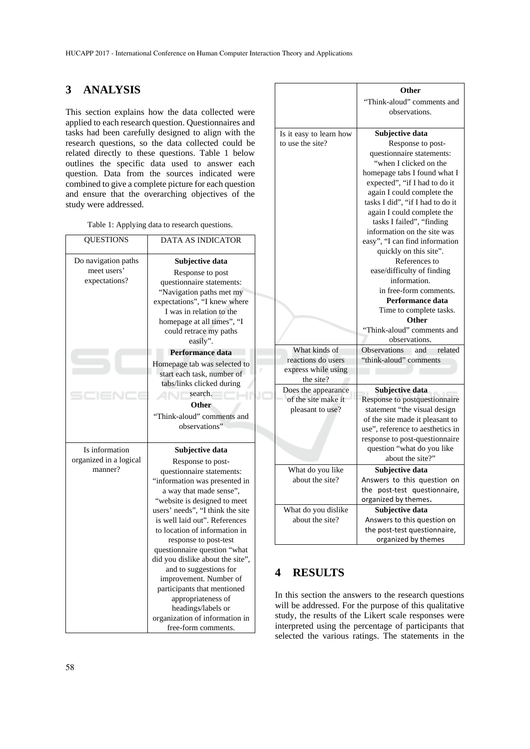## 3 ANALYSIS

This section explains how the data collected were applied to each research question. Questionnaires and tasks had been carefully designed to align with the research questions, so the data collected could be related directly to these questions. Table 1 below outlines the specific data used to answer each question. Data from the sources indicated were combined to give a complete picture for each question and ensure that the overarching objectives of the study were addressed.

Table 1: Applying data to research questions.

| QUESTIONS | DATA AS INDICATOR |
|---|---|
| Do navigation paths meet users' expectations? | **Subjective data** Response to post questionnaire statements: "Navigation paths met my expectations", "I knew where I was in relation to the homepage at all times", "I could retrace my paths easily". **Performance data** Homepage tab was selected to start each task, number of tabs/links clicked during search. **Other** "Think-aloud" comments and observations" |
| Is information organized in a logical manner? | **Subjective data** Response to post-questionnaire statements: "information was presented in a way that made sense", "website is designed to meet users' needs", "I think the site is well laid out". References to location of information in response to post-test questionnaire question "what did you dislike about the site", and to suggestions for improvement. Number of participants that mentioned appropriateness of headings/labels or organization of information in free-form comments. **Other** "Think-aloud" comments and observations. |
| Is it easy to learn how to use the site? | **Subjective data** Response to post-questionnaire statements: "when I clicked on the homepage tabs I found what I expected", "if I had to do it again I could complete the tasks I did", "if I had to do it again I could complete the tasks I failed", "finding information on the site was easy", "I can find information quickly on this site". References to ease/difficulty of finding information. in free-form comments. **Performance data** Time to complete tasks. **Other** "Think-aloud" comments and observations. |
| What kinds of reactions do users express while using the site? | Observations and related "think-aloud" comments |
| Does the appearance of the site make it pleasant to use? | **Subjective data** Response to postquestionnaire statement "the visual design of the site made it pleasant to use", reference to aesthetics in response to post-questionnaire question "what do you like about the site?" |
| What do you like about the site? | **Subjective data** Answers to this question on the post-test questionnaire, organized by themes. |
| What do you dislike about the site? | **Subjective data** Answers to this question on the post-test questionnaire, organized by themes |

## 4 RESULTS

In this section the answers to the research questions will be addressed. For the purpose of this qualitative study, the results of the Likert scale responses were interpreted using the percentage of participants that selected the various ratings. The statements in the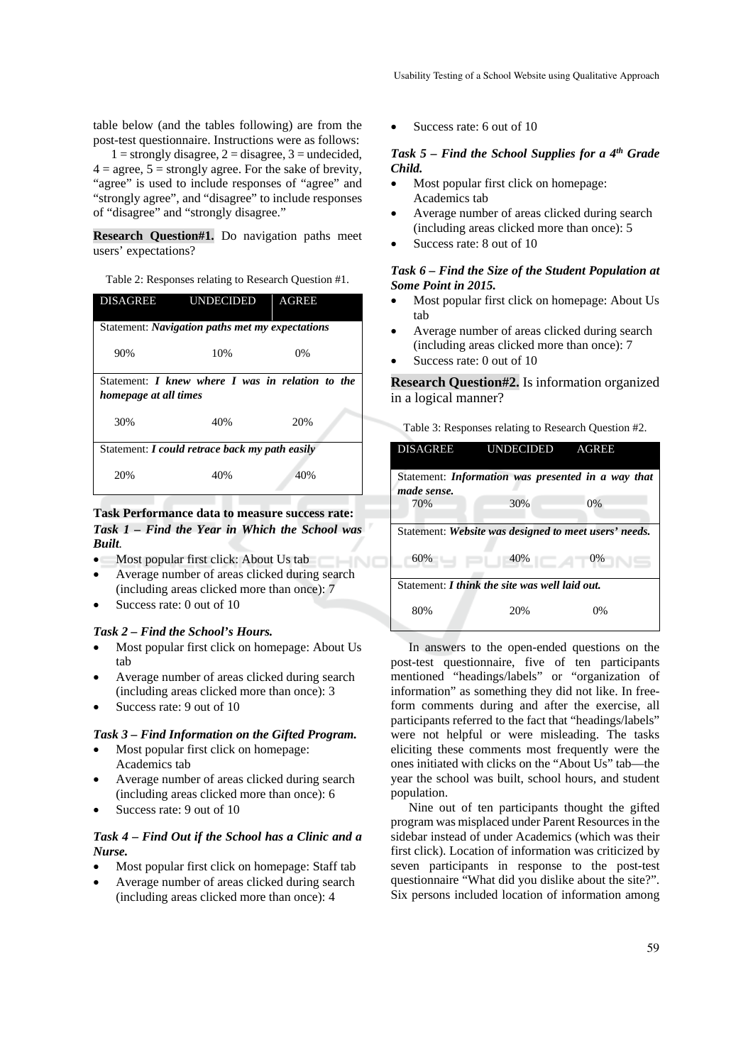table below (and the tables following) are from the post-test questionnaire. Instructions were as follows:

1 = strongly disagree, 2 = disagree, 3 = undecided, 4 = agree, 5 = strongly agree. For the sake of brevity, "agree" is used to include responses of "agree" and "strongly agree", and "disagree" to include responses of "disagree" and "strongly disagree."

**Research Question#1.** Do navigation paths meet users' expectations?

Table 2: Responses relating to Research Question #1.

| DISAGREE | UNDECIDED | AGREE |
|---|---|---|
| Statement: ***Navigation paths met my expectations*** | | |
| 90% | 10% | 0% |
| Statement: ***I knew where I was in relation to the homepage at all times*** | | |
| 30% | 40% | 20% |
| Statement: ***I could retrace back my path easily*** | | |
| 20% | 40% | 40% |

**Task Performance data to measure success rate:**

***Task 1 – Find the Year in Which the School was Built.***

- Most popular first click: About Us tab
- Average number of areas clicked during search (including areas clicked more than once): 7
- Success rate: 0 out of 10

***Task 2 – Find the School's Hours.***

- Most popular first click on homepage: About Us tab
- Average number of areas clicked during search (including areas clicked more than once): 3
- Success rate: 9 out of 10

***Task 3 – Find Information on the Gifted Program.***

- Most popular first click on homepage: Academics tab
- Average number of areas clicked during search (including areas clicked more than once): 6
- Success rate: 9 out of 10

***Task 4 – Find Out if the School has a Clinic and a Nurse.***

- Most popular first click on homepage: Staff tab
- Average number of areas clicked during search (including areas clicked more than once): 4
- Success rate: 6 out of 10

***Task 5 – Find the School Supplies for a 4th Grade Child.***

- Most popular first click on homepage: Academics tab
- Average number of areas clicked during search (including areas clicked more than once): 5
- Success rate: 8 out of 10

***Task 6 – Find the Size of the Student Population at Some Point in 2015.***

- Most popular first click on homepage: About Us tab
- Average number of areas clicked during search (including areas clicked more than once): 7
- Success rate: 0 out of 10

**Research Question#2.** Is information organized in a logical manner?

Table 3: Responses relating to Research Question #2.

| DISAGREE | UNDECIDED | AGREE |
|---|---|---|
| Statement: ***Information was presented in a way that made sense.*** | | |
| 70% | 30% | 0% |
| Statement: ***Website was designed to meet users' needs.*** | | |
| 60% | 40% | 0% |
| Statement: ***I think the site was well laid out.*** | | |
| 80% | 20% | 0% |

In answers to the open-ended questions on the post-test questionnaire, five of ten participants mentioned "headings/labels" or "organization of information" as something they did not like. In free-form comments during and after the exercise, all participants referred to the fact that "headings/labels" were not helpful or were misleading. The tasks eliciting these comments most frequently were the ones initiated with clicks on the "About Us" tab—the year the school was built, school hours, and student population.

Nine out of ten participants thought the gifted program was misplaced under Parent Resources in the sidebar instead of under Academics (which was their first click). Location of information was criticized by seven participants in response to the post-test questionnaire "What did you dislike about the site?". Six persons included location of information among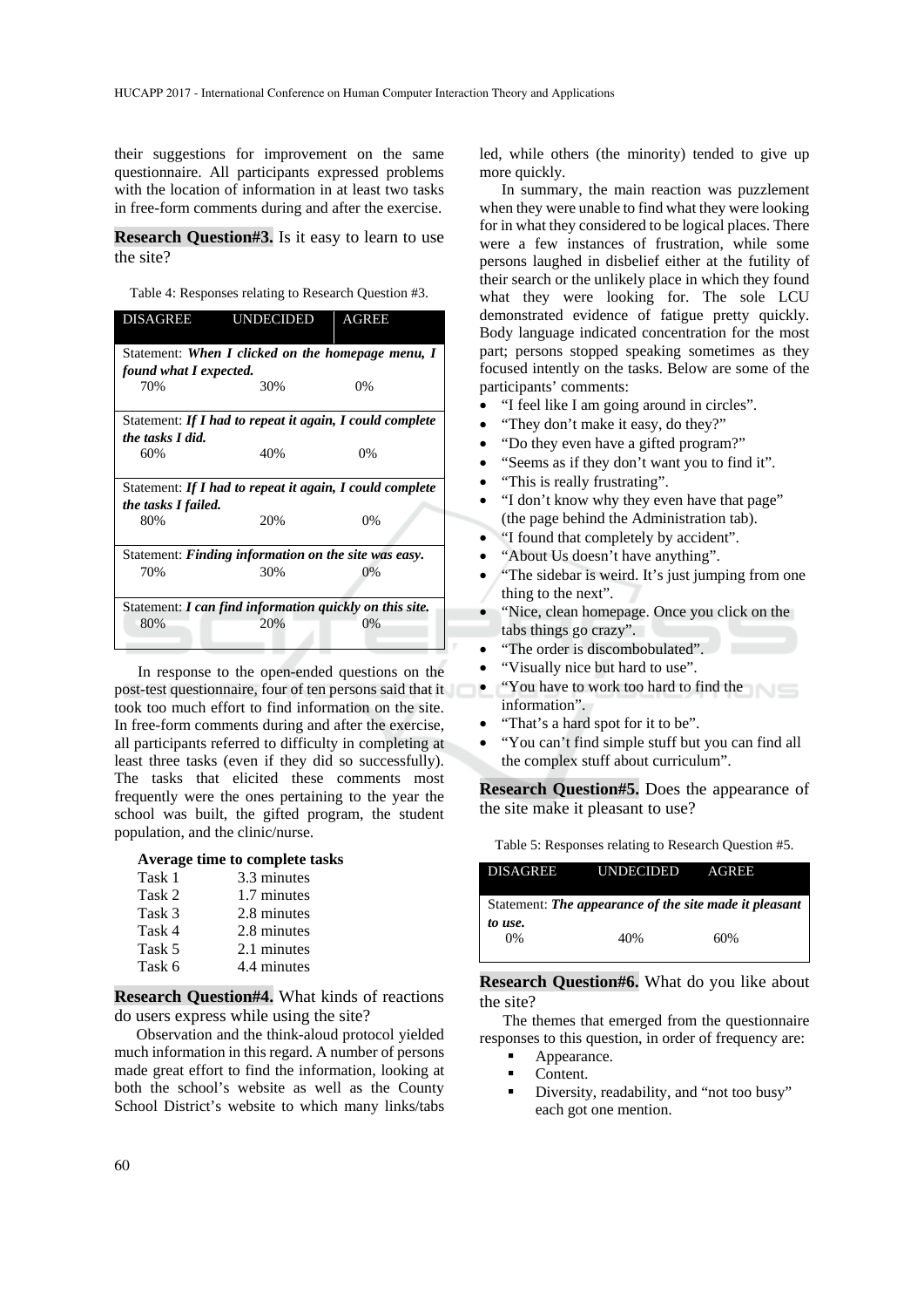their suggestions for improvement on the same questionnaire. All participants expressed problems with the location of information in at least two tasks in free-form comments during and after the exercise.

**Research Question#3.** Is it easy to learn to use the site?

Table 4: Responses relating to Research Question #3.

| DISAGREE | UNDECIDED | AGREE |
|---|---|---|
| Statement: ***When I clicked on the homepage menu, I found what I expected.*** | | |
| 70% | 30% | 0% |
| Statement: ***If I had to repeat it again, I could complete the tasks I did.*** | | |
| 60% | 40% | 0% |
| Statement: ***If I had to repeat it again, I could complete the tasks I failed.*** | | |
| 80% | 20% | 0% |
| Statement: ***Finding information on the site was easy.*** | | |
| 70% | 30% | 0% |
| Statement: ***I can find information quickly on this site.*** | | |
| 80% | 20% | 0% |

In response to the open-ended questions on the post-test questionnaire, four of ten persons said that it took too much effort to find information on the site. In free-form comments during and after the exercise, all participants referred to difficulty in completing at least three tasks (even if they did so successfully). The tasks that elicited these comments most frequently were the ones pertaining to the year the school was built, the gifted program, the student population, and the clinic/nurse.

**Average time to complete tasks**

| | |
|---|---|
| Task 1 | 3.3 minutes |
| Task 2 | 1.7 minutes |
| Task 3 | 2.8 minutes |
| Task 4 | 2.8 minutes |
| Task 5 | 2.1 minutes |
| Task 6 | 4.4 minutes |

**Research Question#4.** What kinds of reactions do users express while using the site?

Observation and the think-aloud protocol yielded much information in this regard. A number of persons made great effort to find the information, looking at both the school's website as well as the County School District's website to which many links/tabs led, while others (the minority) tended to give up more quickly.

In summary, the main reaction was puzzlement when they were unable to find what they were looking for in what they considered to be logical places. There were a few instances of frustration, while some persons laughed in disbelief either at the futility of their search or the unlikely place in which they found what they were looking for. The sole LCU demonstrated evidence of fatigue pretty quickly. Body language indicated concentration for the most part; persons stopped speaking sometimes as they focused intently on the tasks. Below are some of the participants' comments:

- "I feel like I am going around in circles".
- "They don't make it easy, do they?"
- "Do they even have a gifted program?"
- "Seems as if they don't want you to find it".
- "This is really frustrating".
- "I don't know why they even have that page" (the page behind the Administration tab).
- "I found that completely by accident".
- "About Us doesn't have anything".
- "The sidebar is weird. It's just jumping from one thing to the next".
- "Nice, clean homepage. Once you click on the tabs things go crazy".
- "The order is discombobulated".
- "Visually nice but hard to use".
- "You have to work too hard to find the information".
- "That's a hard spot for it to be".
- "You can't find simple stuff but you can find all the complex stuff about curriculum".

**Research Question#5.** Does the appearance of the site make it pleasant to use?

Table 5: Responses relating to Research Question #5.

| DISAGREE | UNDECIDED | AGREE |
|---|---|---|
| Statement: ***The appearance of the site made it pleasant to use.*** | | |
| 0% | 40% | 60% |

**Research Question#6.** What do you like about the site?

The themes that emerged from the questionnaire responses to this question, in order of frequency are:

- Appearance.
- Content.
- Diversity, readability, and "not too busy" each got one mention.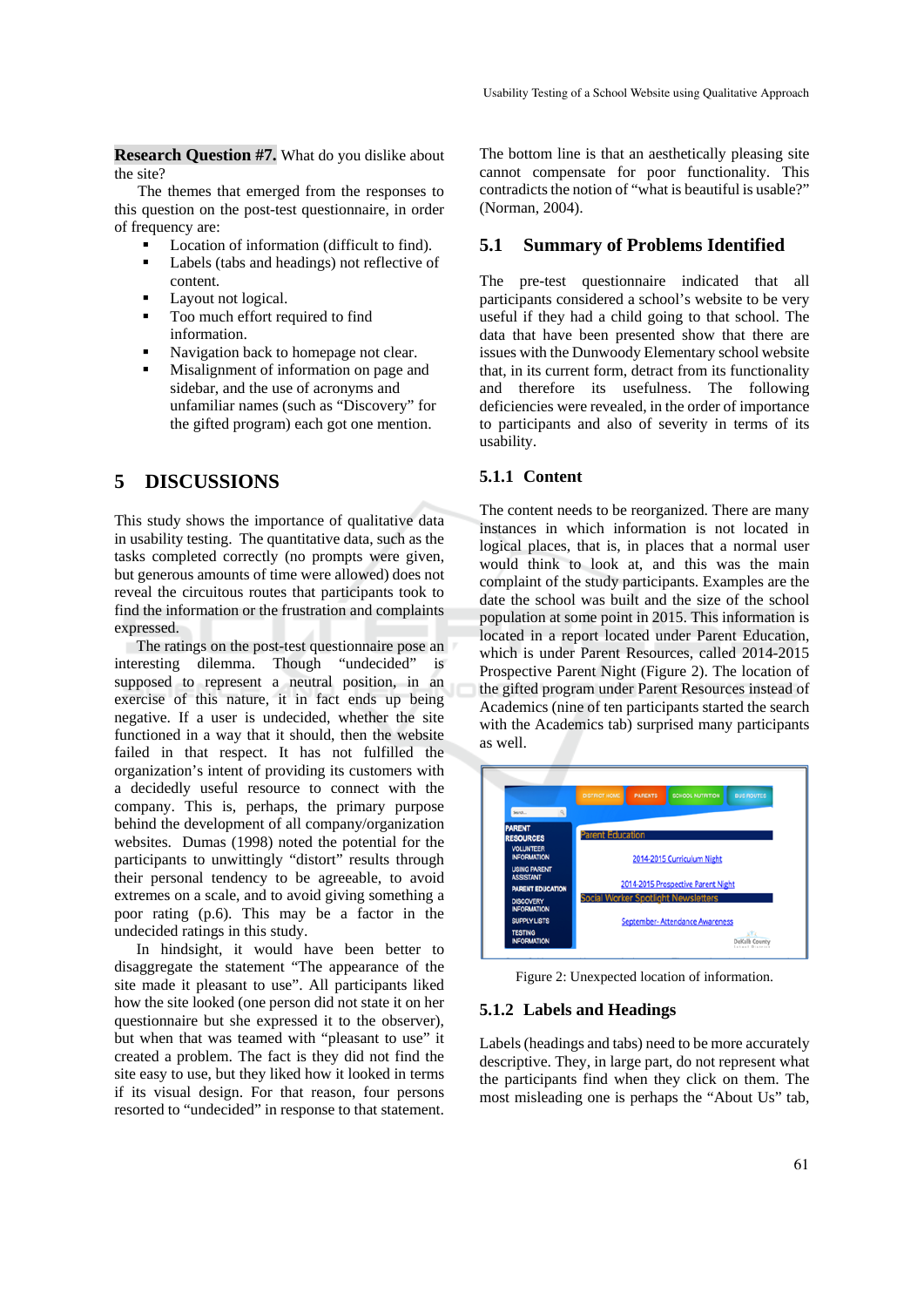**Research Question #7.** What do you dislike about the site?

The themes that emerged from the responses to this question on the post-test questionnaire, in order of frequency are:

- Location of information (difficult to find).
- Labels (tabs and headings) not reflective of content.
- Layout not logical.
- Too much effort required to find information.
- Navigation back to homepage not clear.
- Misalignment of information on page and sidebar, and the use of acronyms and unfamiliar names (such as "Discovery" for the gifted program) each got one mention.

## 5 DISCUSSIONS

This study shows the importance of qualitative data in usability testing. The quantitative data, such as the tasks completed correctly (no prompts were given, but generous amounts of time were allowed) does not reveal the circuitous routes that participants took to find the information or the frustration and complaints expressed.

The ratings on the post-test questionnaire pose an interesting dilemma. Though "undecided" is supposed to represent a neutral position, in an exercise of this nature, it in fact ends up being negative. If a user is undecided, whether the site functioned in a way that it should, then the website failed in that respect. It has not fulfilled the organization's intent of providing its customers with a decidedly useful resource to connect with the company. This is, perhaps, the primary purpose behind the development of all company/organization websites. Dumas (1998) noted the potential for the participants to unwittingly "distort" results through their personal tendency to be agreeable, to avoid extremes on a scale, and to avoid giving something a poor rating (p.6). This may be a factor in the undecided ratings in this study.

In hindsight, it would have been better to disaggregate the statement "The appearance of the site made it pleasant to use". All participants liked how the site looked (one person did not state it on her questionnaire but she expressed it to the observer), but when that was teamed with "pleasant to use" it created a problem. The fact is they did not find the site easy to use, but they liked how it looked in terms if its visual design. For that reason, four persons resorted to "undecided" in response to that statement. The bottom line is that an aesthetically pleasing site cannot compensate for poor functionality. This contradicts the notion of "what is beautiful is usable?" (Norman, 2004).

### 5.1 Summary of Problems Identified

The pre-test questionnaire indicated that all participants considered a school's website to be very useful if they had a child going to that school. The data that have been presented show that there are issues with the Dunwoody Elementary school website that, in its current form, detract from its functionality and therefore its usefulness. The following deficiencies were revealed, in the order of importance to participants and also of severity in terms of its usability.

#### 5.1.1 Content

The content needs to be reorganized. There are many instances in which information is not located in logical places, that is, in places that a normal user would think to look at, and this was the main complaint of the study participants. Examples are the date the school was built and the size of the school population at some point in 2015. This information is located in a report located under Parent Education, which is under Parent Resources, called 2014-2015 Prospective Parent Night (Figure 2). The location of the gifted program under Parent Resources instead of Academics (nine of ten participants started the search with the Academics tab) surprised many participants as well.

Figure 2: Unexpected location of information.

#### 5.1.2 Labels and Headings

Labels (headings and tabs) need to be more accurately descriptive. They, in large part, do not represent what the participants find when they click on them. The most misleading one is perhaps the "About Us" tab,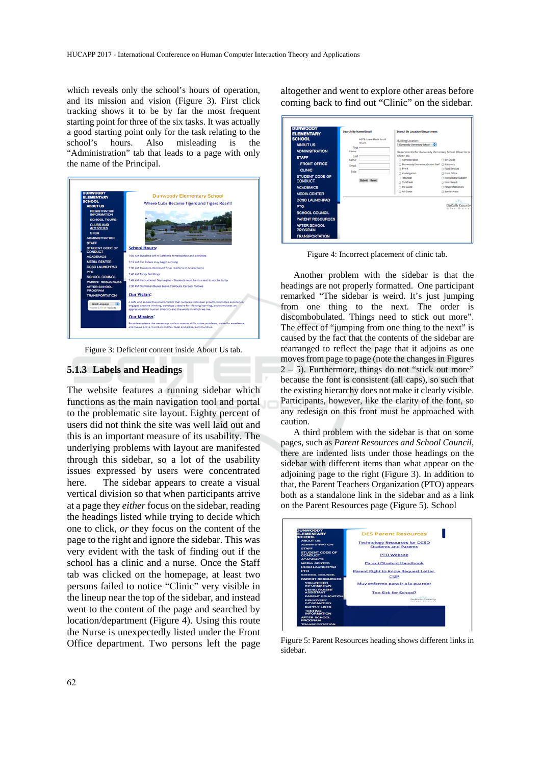which reveals only the school's hours of operation, and its mission and vision (Figure 3). First click tracking shows it to be by far the most frequent starting point for three of the six tasks. It was actually a good starting point only for the task relating to the school's hours. Also misleading is the "Administration" tab that leads to a page with only the name of the Principal.

Figure 3: Deficient content inside About Us tab.

### 5.1.3 Labels and Headings

The website features a running sidebar which functions as the main navigation tool and portal to the problematic site layout. Eighty percent of users did not think the site was well laid out and this is an important measure of its usability. The underlying problems with layout are manifested through this sidebar, so a lot of the usability issues expressed by users were concentrated here. The sidebar appears to create a visual vertical division so that when participants arrive at a page they *either* focus on the sidebar, reading the headings listed while trying to decide which one to click, *or* they focus on the content of the page to the right and ignore the sidebar. This was very evident with the task of finding out if the school has a clinic and a nurse. Once the Staff tab was clicked on the homepage, two of the ten persons failed to notice "Clinic" very visible in the lineup near the top of the sidebar, and instead went to the content of the page and searched by location/department (Figure 4). Using this route the Nurse is unexpectedly listed under the Front Office department. Two persons left the page altogether and went to explore other areas before coming back to find out "Clinic" on the sidebar.

Figure 4: Incorrect placement of clinic tab.

Another problem with the sidebar is that the headings are not properly formatted. One participant remarked "The sidebar is weird. It's just jumping from one thing to the next. The order is discombobulated. Things need to stick out more". The effect of "jumping from one thing to the next" is caused by the fact that the contents of the sidebar are rearranged to reflect the page that it adjoins as one moves from page to page (note the changes in Figures 2 – 5). Furthermore, things do not "stick out more" because the font is consistent (all caps), so such that the existing hierarchy does not make it clearly visible. Participants, however, like the clarity of the font, so any redesign on this front must be approached with caution.

A third problem with the sidebar is that on some pages, such as *Parent Resources and School Council*, there are indented lists under those headings on the sidebar with different items than what appear on the adjoining page to the right (Figure 3). In addition to that, the Parent Teachers Organization (PTO) appears both as a standalone link in the sidebar and as a link on the Parent Resources page (Figure 5). School

Figure 5: Parent Resources heading shows different links in sidebar.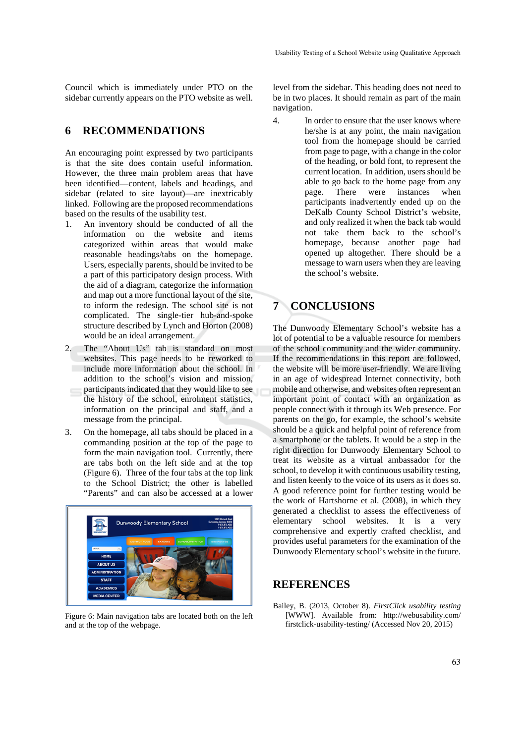Council which is immediately under PTO on the sidebar currently appears on the PTO website as well.

## 6 RECOMMENDATIONS

An encouraging point expressed by two participants is that the site does contain useful information. However, the three main problem areas that have been identified—content, labels and headings, and sidebar (related to site layout)—are inextricably linked. Following are the proposed recommendations based on the results of the usability test.

1. An inventory should be conducted of all the information on the website and items categorized within areas that would make reasonable headings/tabs on the homepage. Users, especially parents, should be invited to be a part of this participatory design process. With the aid of a diagram, categorize the information and map out a more functional layout of the site, to inform the redesign. The school site is not complicated. The single-tier hub-and-spoke structure described by Lynch and Horton (2008) would be an ideal arrangement.
2. The "About Us" tab is standard on most websites. This page needs to be reworked to include more information about the school. In addition to the school's vision and mission, participants indicated that they would like to see the history of the school, enrolment statistics, information on the principal and staff, and a message from the principal.
3. On the homepage, all tabs should be placed in a commanding position at the top of the page to form the main navigation tool. Currently, there are tabs both on the left side and at the top (Figure 6). Three of the four tabs at the top link to the School District; the other is labelled "Parents" and can also be accessed at a lower level from the sidebar. This heading does not need to be in two places. It should remain as part of the main navigation.
4. In order to ensure that the user knows where he/she is at any point, the main navigation tool from the homepage should be carried from page to page, with a change in the color of the heading, or bold font, to represent the current location. In addition, users should be able to go back to the home page from any page. There were instances when participants inadvertently ended up on the DeKalb County School District's website, and only realized it when the back tab would not take them back to the school's homepage, because another page had opened up altogether. There should be a message to warn users when they are leaving the school's website.

Figure 6: Main navigation tabs are located both on the left and at the top of the webpage.

## 7 CONCLUSIONS

The Dunwoody Elementary School's website has a lot of potential to be a valuable resource for members of the school community and the wider community. If the recommendations in this report are followed, the website will be more user-friendly. We are living in an age of widespread Internet connectivity, both mobile and otherwise, and websites often represent an important point of contact with an organization as people connect with it through its Web presence. For parents on the go, for example, the school's website should be a quick and helpful point of reference from a smartphone or the tablets. It would be a step in the right direction for Dunwoody Elementary School to treat its website as a virtual ambassador for the school, to develop it with continuous usability testing, and listen keenly to the voice of its users as it does so. A good reference point for further testing would be the work of Hartshorne et al. (2008), in which they generated a checklist to assess the effectiveness of elementary school websites. It is a very comprehensive and expertly crafted checklist, and provides useful parameters for the examination of the Dunwoody Elementary school's website in the future.

## REFERENCES

Bailey, B. (2013, October 8). *FirstClick usability testing* [WWW]. Available from: http://webusability.com/firstclick-usability-testing/ (Accessed Nov 20, 2015)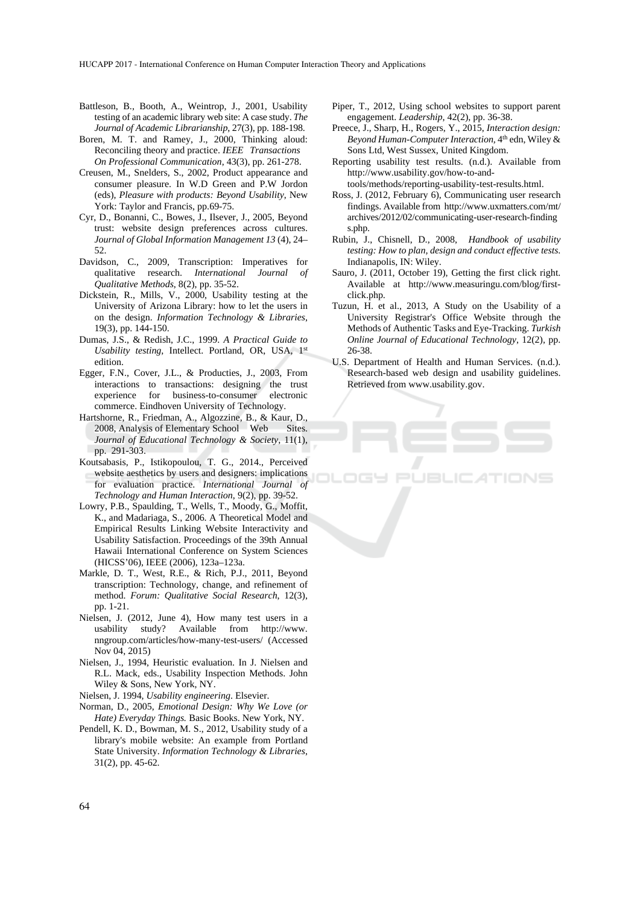Battleson, B., Booth, A., Weintrop, J., 2001, Usability testing of an academic library web site: A case study. *The Journal of Academic Librarianship*, 27(3), pp. 188-198.

Boren, M. T. and Ramey, J., 2000, Thinking aloud: Reconciling theory and practice. *IEEE Transactions On Professional Communication*, 43(3), pp. 261-278.

Creusen, M., Snelders, S., 2002, Product appearance and consumer pleasure. In W.D Green and P.W Jordon (eds), *Pleasure with products: Beyond Usability*, New York: Taylor and Francis, pp.69-75.

Cyr, D., Bonanni, C., Bowes, J., Ilsever, J., 2005, Beyond trust: website design preferences across cultures. *Journal of Global Information Management 13* (4), 24–52.

Davidson, C., 2009, Transcription: Imperatives for qualitative research. *International Journal of Qualitative Methods*, 8(2), pp. 35-52.

Dickstein, R., Mills, V., 2000, Usability testing at the University of Arizona Library: how to let the users in on the design. *Information Technology & Libraries*, 19(3), pp. 144-150.

Dumas, J.S., & Redish, J.C., 1999. *A Practical Guide to Usability testing*, Intellect. Portland, OR, USA, 1st edition.

Egger, F.N., Cover, J.L., & Producties, J., 2003, From interactions to transactions: designing the trust experience for business-to-consumer electronic commerce. Eindhoven University of Technology.

Hartshorne, R., Friedman, A., Algozzine, B., & Kaur, D., 2008, Analysis of Elementary School Web Sites. *Journal of Educational Technology & Society*, 11(1), pp. 291-303.

Koutsabasis, P., Istikopoulou, T. G., 2014., Perceived website aesthetics by users and designers: implications for evaluation practice. *International Journal of Technology and Human Interaction*, 9(2), pp. 39-52.

Lowry, P.B., Spaulding, T., Wells, T., Moody, G., Moffit, K., and Madariaga, S., 2006. A Theoretical Model and Empirical Results Linking Website Interactivity and Usability Satisfaction. Proceedings of the 39th Annual Hawaii International Conference on System Sciences (HICSS'06), IEEE (2006), 123a–123a.

Markle, D. T., West, R.E., & Rich, P.J., 2011, Beyond transcription: Technology, change, and refinement of method. *Forum: Qualitative Social Research*, 12(3), pp. 1-21.

Nielsen, J. (2012, June 4), How many test users in a usability study? Available from http://www.nngroup.com/articles/how-many-test-users/ (Accessed Nov 04, 2015)

Nielsen, J., 1994, Heuristic evaluation. In J. Nielsen and R.L. Mack, eds., Usability Inspection Methods. John Wiley & Sons, New York, NY.

Nielsen, J. 1994, *Usability engineering*. Elsevier.

Norman, D., 2005, *Emotional Design: Why We Love (or Hate) Everyday Things.* Basic Books. New York, NY.

Pendell, K. D., Bowman, M. S., 2012, Usability study of a library's mobile website: An example from Portland State University. *Information Technology & Libraries*, 31(2), pp. 45-62.

Piper, T., 2012, Using school websites to support parent engagement. *Leadership*, 42(2), pp. 36-38.

Preece, J., Sharp, H., Rogers, Y., 2015, *Interaction design: Beyond Human-Computer Interaction*, 4th edn, Wiley & Sons Ltd, West Sussex, United Kingdom.

Reporting usability test results. (n.d.). Available from http://www.usability.gov/how-to-and-tools/methods/reporting-usability-test-results.html.

Ross, J. (2012, February 6), Communicating user research findings. Available from http://www.uxmatters.com/mt/archives/2012/02/communicating-user-research-findings.php.

Rubin, J., Chisnell, D., 2008, *Handbook of usability testing: How to plan, design and conduct effective tests*. Indianapolis, IN: Wiley.

Sauro, J. (2011, October 19), Getting the first click right. Available at http://www.measuringu.com/blog/first-click.php.

Tuzun, H. et al., 2013, A Study on the Usability of a University Registrar's Office Website through the Methods of Authentic Tasks and Eye-Tracking. *Turkish Online Journal of Educational Technology*, 12(2), pp. 26-38.

U.S. Department of Health and Human Services. (n.d.). Research-based web design and usability guidelines. Retrieved from www.usability.gov.